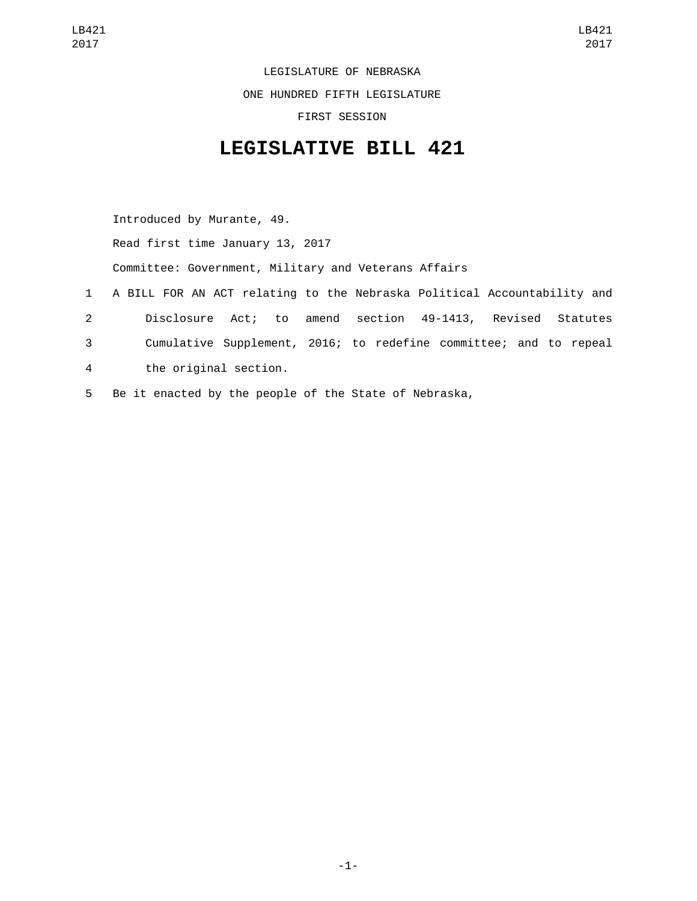LEGISLATURE OF NEBRASKA

ONE HUNDRED FIFTH LEGISLATURE

FIRST SESSION

# LEGISLATIVE BILL 421

Introduced by Murante, 49.

Read first time January 13, 2017

Committee: Government, Military and Veterans Affairs

1 A BILL FOR AN ACT relating to the Nebraska Political Accountability and
2 Disclosure Act; to amend section 49-1413, Revised Statutes
3 Cumulative Supplement, 2016; to redefine committee; and to repeal
4 the original section.

5 Be it enacted by the people of the State of Nebraska,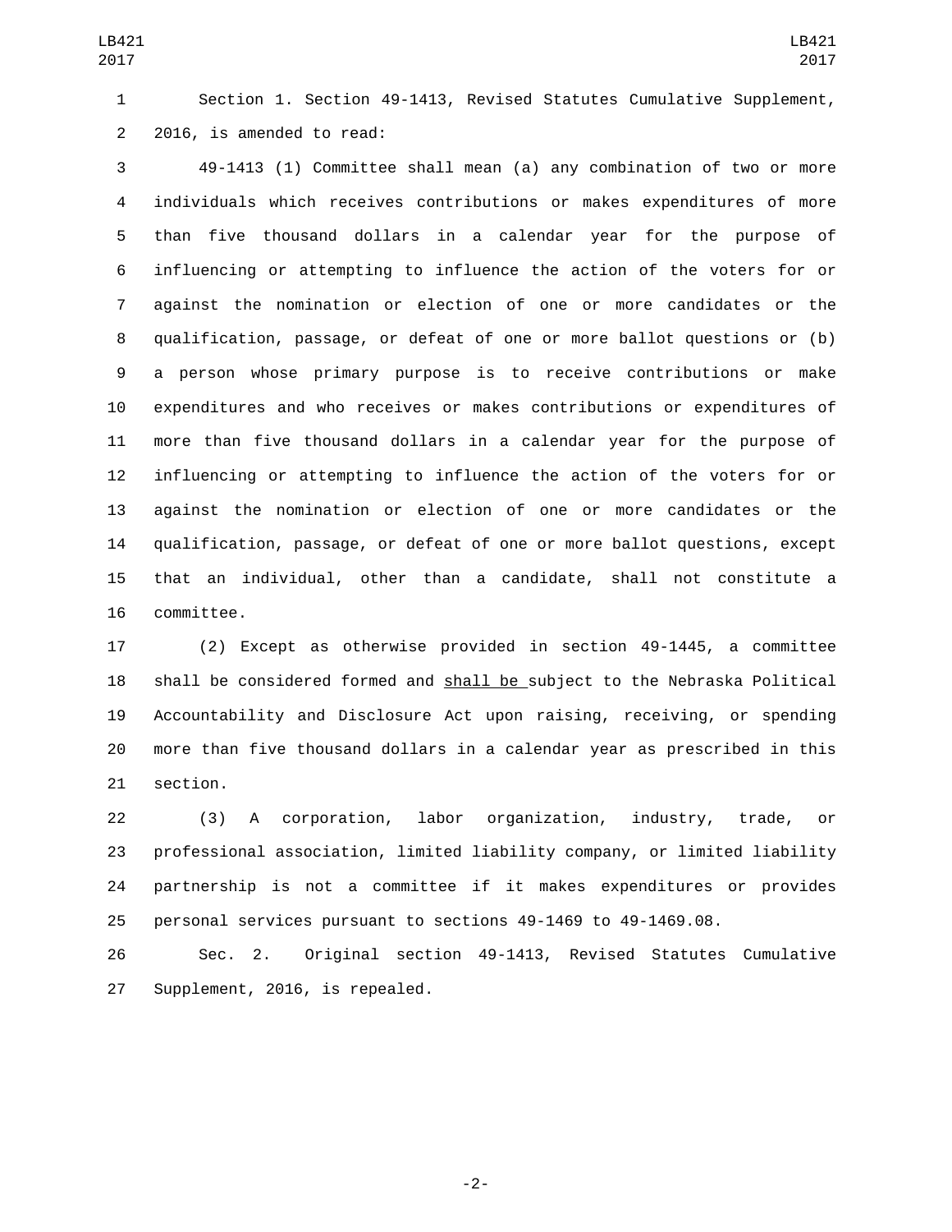Section 1. Section 49-1413, Revised Statutes Cumulative Supplement, 2016, is amended to read:

49-1413 (1) Committee shall mean (a) any combination of two or more individuals which receives contributions or makes expenditures of more than five thousand dollars in a calendar year for the purpose of influencing or attempting to influence the action of the voters for or against the nomination or election of one or more candidates or the qualification, passage, or defeat of one or more ballot questions or (b) a person whose primary purpose is to receive contributions or make expenditures and who receives or makes contributions or expenditures of more than five thousand dollars in a calendar year for the purpose of influencing or attempting to influence the action of the voters for or against the nomination or election of one or more candidates or the qualification, passage, or defeat of one or more ballot questions, except that an individual, other than a candidate, shall not constitute a committee.

(2) Except as otherwise provided in section 49-1445, a committee shall be considered formed and <u>shall be </u>subject to the Nebraska Political Accountability and Disclosure Act upon raising, receiving, or spending more than five thousand dollars in a calendar year as prescribed in this section.

(3) A corporation, labor organization, industry, trade, or professional association, limited liability company, or limited liability partnership is not a committee if it makes expenditures or provides personal services pursuant to sections 49-1469 to 49-1469.08.

Sec. 2. Original section 49-1413, Revised Statutes Cumulative Supplement, 2016, is repealed.